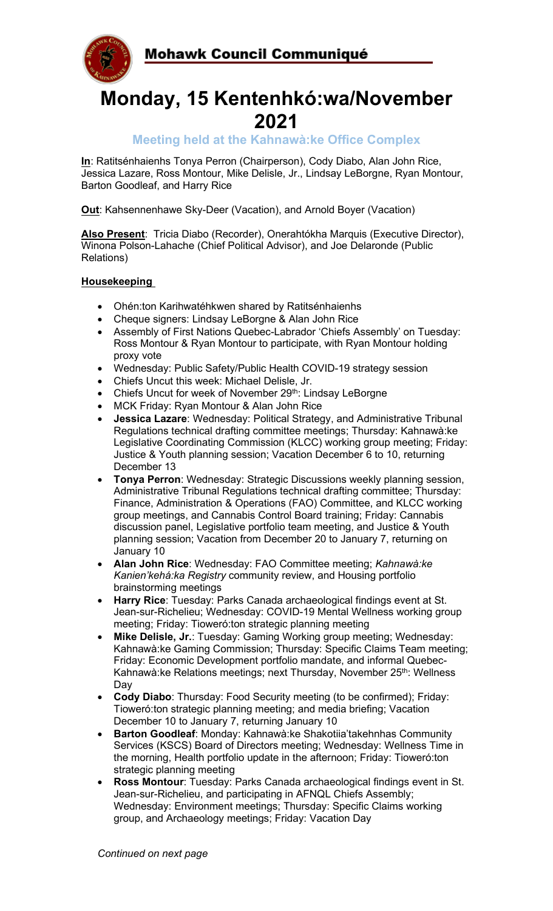# Mohawk Council Communiqué

# Monday, 15 Kentenhkó:wa/November 2021

### Meeting held at the Kahnawà:ke Office Complex

**In**: Ratitsénhaienhs Tonya Perron (Chairperson), Cody Diabo, Alan John Rice, Jessica Lazare, Ross Montour, Mike Delisle, Jr., Lindsay LeBorgne, Ryan Montour, Barton Goodleaf, and Harry Rice

**Out**: Kahsennenhawe Sky-Deer (Vacation), and Arnold Boyer (Vacation)

**Also Present**: Tricia Diabo (Recorder), Onerahtókha Marquis (Executive Director), Winona Polson-Lahache (Chief Political Advisor), and Joe Delaronde (Public Relations)

**Housekeeping**

- Ohén:ton Karihwatéhkwen shared by Ratitsénhaienhs
- Cheque signers: Lindsay LeBorgne & Alan John Rice
- Assembly of First Nations Quebec-Labrador 'Chiefs Assembly' on Tuesday: Ross Montour & Ryan Montour to participate, with Ryan Montour holding proxy vote
- Wednesday: Public Safety/Public Health COVID-19 strategy session
- Chiefs Uncut this week: Michael Delisle, Jr.
- Chiefs Uncut for week of November 29th: Lindsay LeBorgne
- MCK Friday: Ryan Montour & Alan John Rice
- **Jessica Lazare**: Wednesday: Political Strategy, and Administrative Tribunal Regulations technical drafting committee meetings; Thursday: Kahnawà:ke Legislative Coordinating Commission (KLCC) working group meeting; Friday: Justice & Youth planning session; Vacation December 6 to 10, returning December 13
- **Tonya Perron**: Wednesday: Strategic Discussions weekly planning session, Administrative Tribunal Regulations technical drafting committee; Thursday: Finance, Administration & Operations (FAO) Committee, and KLCC working group meetings, and Cannabis Control Board training; Friday: Cannabis discussion panel, Legislative portfolio team meeting, and Justice & Youth planning session; Vacation from December 20 to January 7, returning on January 10
- **Alan John Rice**: Wednesday: FAO Committee meeting; *Kahnawà:ke Kanien'kehá:ka Registry* community review, and Housing portfolio brainstorming meetings
- **Harry Rice**: Tuesday: Parks Canada archaeological findings event at St. Jean-sur-Richelieu; Wednesday: COVID-19 Mental Wellness working group meeting; Friday: Tioweró:ton strategic planning meeting
- **Mike Delisle, Jr.**: Tuesday: Gaming Working group meeting; Wednesday: Kahnawà:ke Gaming Commission; Thursday: Specific Claims Team meeting; Friday: Economic Development portfolio mandate, and informal Quebec-Kahnawà:ke Relations meetings; next Thursday, November 25th: Wellness Day
- **Cody Diabo**: Thursday: Food Security meeting (to be confirmed); Friday: Tioweró:ton strategic planning meeting; and media briefing; Vacation December 10 to January 7, returning January 10
- **Barton Goodleaf**: Monday: Kahnawà:ke Shakotiia'takehnhas Community Services (KSCS) Board of Directors meeting; Wednesday: Wellness Time in the morning, Health portfolio update in the afternoon; Friday: Tioweró:ton strategic planning meeting
- **Ross Montour**: Tuesday: Parks Canada archaeological findings event in St. Jean-sur-Richelieu, and participating in AFNQL Chiefs Assembly; Wednesday: Environment meetings; Thursday: Specific Claims working group, and Archaeology meetings; Friday: Vacation Day

*Continued on next page*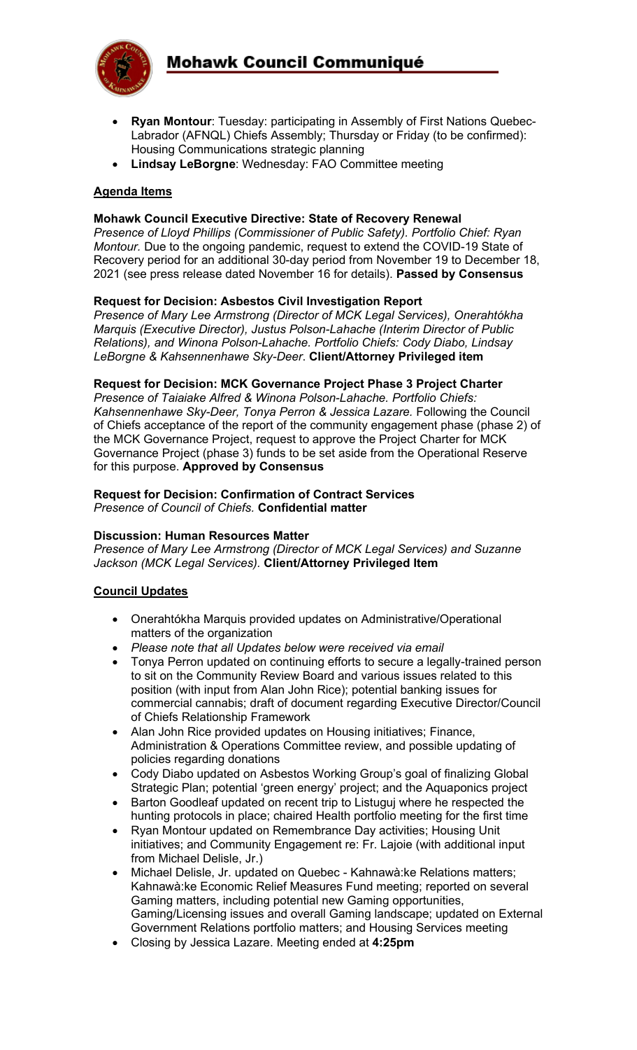- **Ryan Montour**: Tuesday: participating in Assembly of First Nations Quebec-Labrador (AFNQL) Chiefs Assembly; Thursday or Friday (to be confirmed): Housing Communications strategic planning
- **Lindsay LeBorgne**: Wednesday: FAO Committee meeting

## Agenda Items

**Mohawk Council Executive Directive: State of Recovery Renewal**
*Presence of Lloyd Phillips (Commissioner of Public Safety). Portfolio Chief: Ryan Montour.* Due to the ongoing pandemic, request to extend the COVID-19 State of Recovery period for an additional 30-day period from November 19 to December 18, 2021 (see press release dated November 16 for details). **Passed by Consensus**

**Request for Decision: Asbestos Civil Investigation Report**
*Presence of Mary Lee Armstrong (Director of MCK Legal Services), Onerahtókha Marquis (Executive Director), Justus Polson-Lahache (Interim Director of Public Relations), and Winona Polson-Lahache. Portfolio Chiefs: Cody Diabo, Lindsay LeBorgne & Kahsennenhawe Sky-Deer.* **Client/Attorney Privileged item**

**Request for Decision: MCK Governance Project Phase 3 Project Charter**
*Presence of Taiaiake Alfred & Winona Polson-Lahache. Portfolio Chiefs: Kahsennenhawe Sky-Deer, Tonya Perron & Jessica Lazare.* Following the Council of Chiefs acceptance of the report of the community engagement phase (phase 2) of the MCK Governance Project, request to approve the Project Charter for MCK Governance Project (phase 3) funds to be set aside from the Operational Reserve for this purpose. **Approved by Consensus**

**Request for Decision: Confirmation of Contract Services**
*Presence of Council of Chiefs.* **Confidential matter**

**Discussion: Human Resources Matter**
*Presence of Mary Lee Armstrong (Director of MCK Legal Services) and Suzanne Jackson (MCK Legal Services).* **Client/Attorney Privileged Item**

## Council Updates

- Onerahtókha Marquis provided updates on Administrative/Operational matters of the organization
- *Please note that all Updates below were received via email*
- Tonya Perron updated on continuing efforts to secure a legally-trained person to sit on the Community Review Board and various issues related to this position (with input from Alan John Rice); potential banking issues for commercial cannabis; draft of document regarding Executive Director/Council of Chiefs Relationship Framework
- Alan John Rice provided updates on Housing initiatives; Finance, Administration & Operations Committee review, and possible updating of policies regarding donations
- Cody Diabo updated on Asbestos Working Group's goal of finalizing Global Strategic Plan; potential 'green energy' project; and the Aquaponics project
- Barton Goodleaf updated on recent trip to Listuguj where he respected the hunting protocols in place; chaired Health portfolio meeting for the first time
- Ryan Montour updated on Remembrance Day activities; Housing Unit initiatives; and Community Engagement re: Fr. Lajoie (with additional input from Michael Delisle, Jr.)
- Michael Delisle, Jr. updated on Quebec - Kahnawà:ke Relations matters; Kahnawà:ke Economic Relief Measures Fund meeting; reported on several Gaming matters, including potential new Gaming opportunities, Gaming/Licensing issues and overall Gaming landscape; updated on External Government Relations portfolio matters; and Housing Services meeting
- Closing by Jessica Lazare. Meeting ended at **4:25pm**